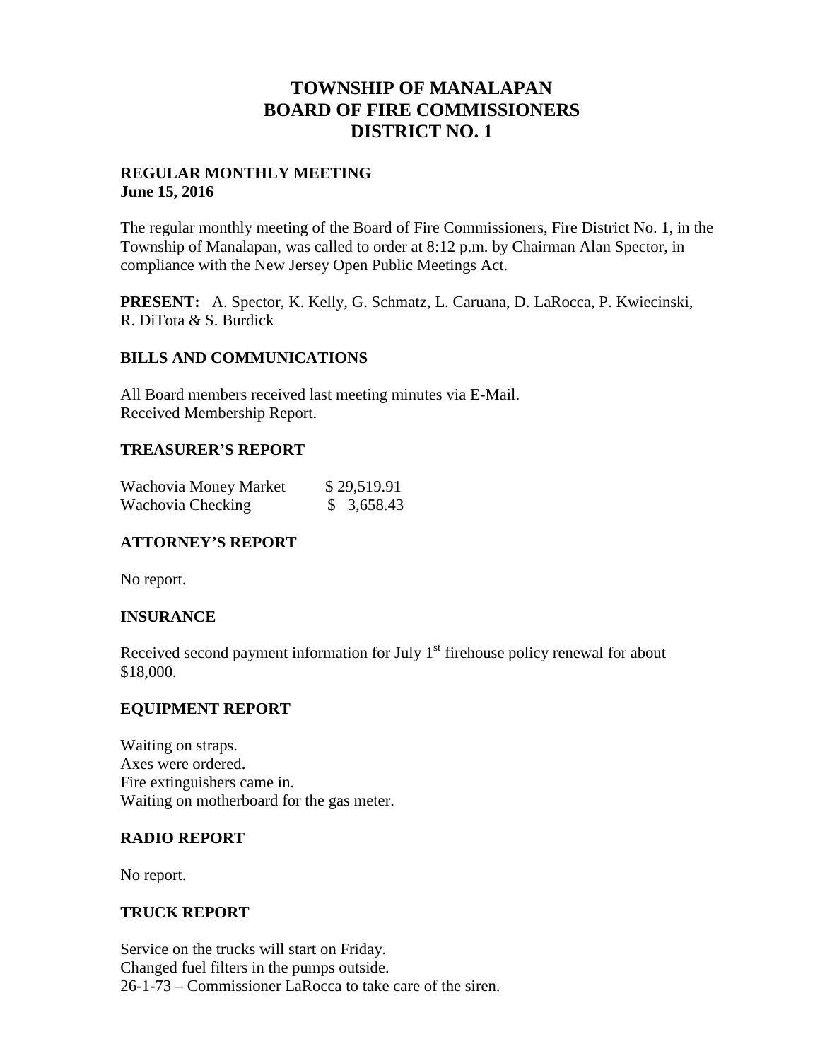# TOWNSHIP OF MANALAPAN
# BOARD OF FIRE COMMISSIONERS
# DISTRICT NO. 1

**REGULAR MONTHLY MEETING**
**June 15, 2016**

The regular monthly meeting of the Board of Fire Commissioners, Fire District No. 1, in the Township of Manalapan, was called to order at 8:12 p.m. by Chairman Alan Spector, in compliance with the New Jersey Open Public Meetings Act.

**PRESENT:** A. Spector, K. Kelly, G. Schmatz, L. Caruana, D. LaRocca, P. Kwiecinski, R. DiTota & S. Burdick

## BILLS AND COMMUNICATIONS

All Board members received last meeting minutes via E-Mail.
Received Membership Report.

## TREASURER'S REPORT

| | |
|---|---|
| Wachovia Money Market | $ 29,519.91 |
| Wachovia Checking | $ 3,658.43 |

## ATTORNEY'S REPORT

No report.

## INSURANCE

Received second payment information for July 1st firehouse policy renewal for about $18,000.

## EQUIPMENT REPORT

Waiting on straps.
Axes were ordered.
Fire extinguishers came in.
Waiting on motherboard for the gas meter.

## RADIO REPORT

No report.

## TRUCK REPORT

Service on the trucks will start on Friday.
Changed fuel filters in the pumps outside.
26-1-73 – Commissioner LaRocca to take care of the siren.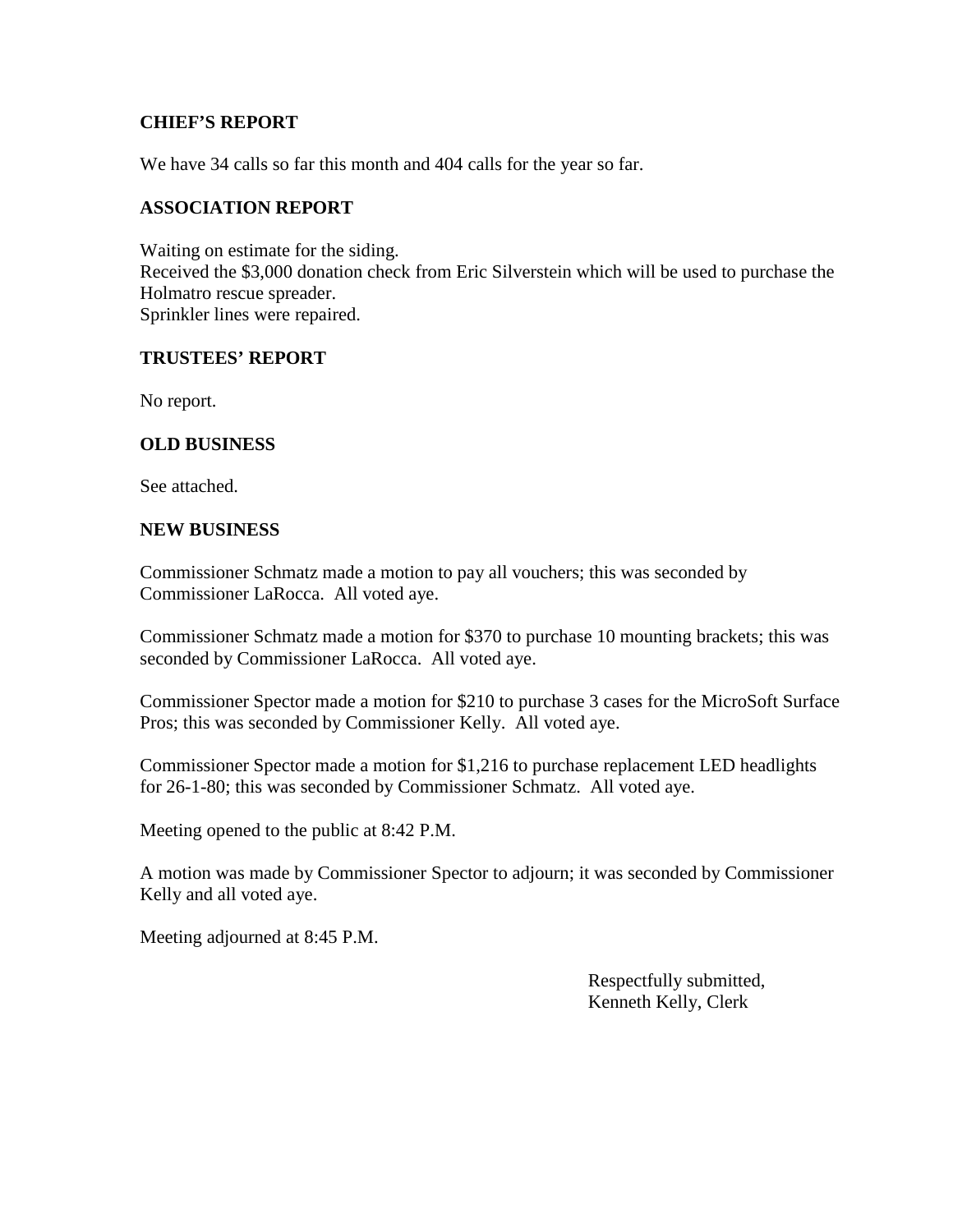## CHIEF'S REPORT

We have 34 calls so far this month and 404 calls for the year so far.

## ASSOCIATION REPORT

Waiting on estimate for the siding.
Received the $3,000 donation check from Eric Silverstein which will be used to purchase the Holmatro rescue spreader.
Sprinkler lines were repaired.

## TRUSTEES' REPORT

No report.

## OLD BUSINESS

See attached.

## NEW BUSINESS

Commissioner Schmatz made a motion to pay all vouchers; this was seconded by Commissioner LaRocca. All voted aye.

Commissioner Schmatz made a motion for $370 to purchase 10 mounting brackets; this was seconded by Commissioner LaRocca. All voted aye.

Commissioner Spector made a motion for $210 to purchase 3 cases for the MicroSoft Surface Pros; this was seconded by Commissioner Kelly. All voted aye.

Commissioner Spector made a motion for $1,216 to purchase replacement LED headlights for 26-1-80; this was seconded by Commissioner Schmatz. All voted aye.

Meeting opened to the public at 8:42 P.M.

A motion was made by Commissioner Spector to adjourn; it was seconded by Commissioner Kelly and all voted aye.

Meeting adjourned at 8:45 P.M.

Respectfully submitted,
Kenneth Kelly, Clerk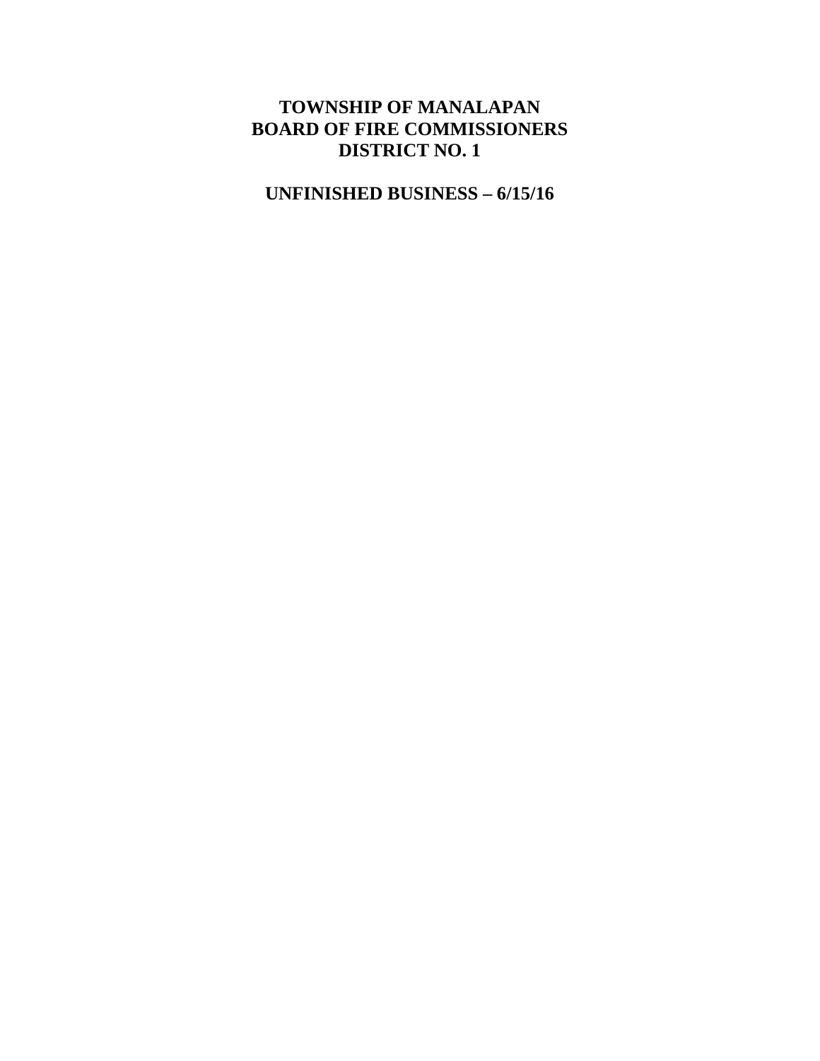# TOWNSHIP OF MANALAPAN
# BOARD OF FIRE COMMISSIONERS
# DISTRICT NO. 1

## UNFINISHED BUSINESS – 6/15/16